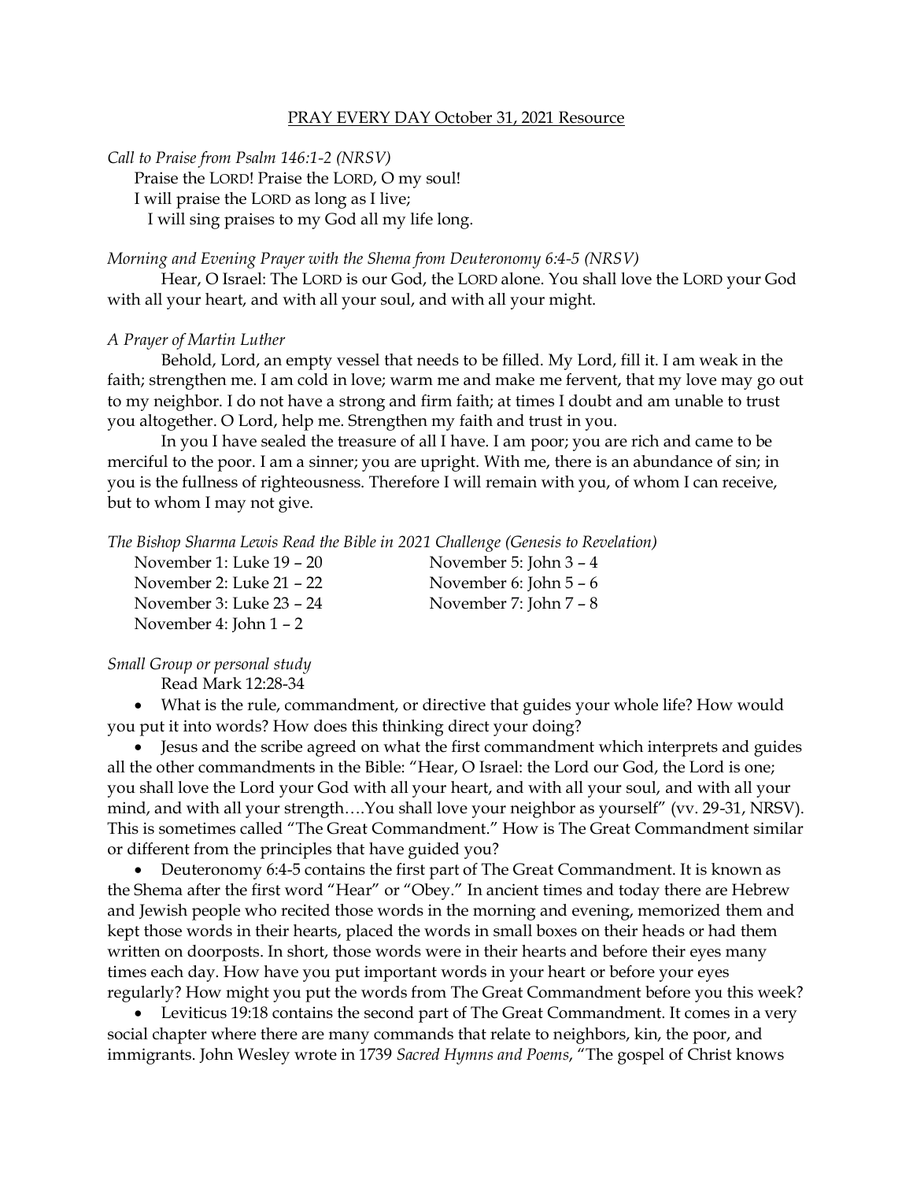PRAY EVERY DAY October 31, 2021 Resource

*Call to Praise from Psalm 146:1-2 (NRSV)*

Praise the LORD! Praise the LORD, O my soul!
I will praise the LORD as long as I live;
I will sing praises to my God all my life long.

*Morning and Evening Prayer with the Shema from Deuteronomy 6:4-5 (NRSV)*

Hear, O Israel: The LORD is our God, the LORD alone. You shall love the LORD your God with all your heart, and with all your soul, and with all your might.

*A Prayer of Martin Luther*

Behold, Lord, an empty vessel that needs to be filled. My Lord, fill it. I am weak in the faith; strengthen me. I am cold in love; warm me and make me fervent, that my love may go out to my neighbor. I do not have a strong and firm faith; at times I doubt and am unable to trust you altogether. O Lord, help me. Strengthen my faith and trust in you.

In you I have sealed the treasure of all I have. I am poor; you are rich and came to be merciful to the poor. I am a sinner; you are upright. With me, there is an abundance of sin; in you is the fullness of righteousness. Therefore I will remain with you, of whom I can receive, but to whom I may not give.

*The Bishop Sharma Lewis Read the Bible in 2021 Challenge (Genesis to Revelation)*

November 1: Luke 19 – 20
November 2: Luke 21 – 22
November 3: Luke 23 – 24
November 4: John 1 – 2
November 5: John 3 – 4
November 6: John 5 – 6
November 7: John 7 – 8

*Small Group or personal study*

Read Mark 12:28-34

- What is the rule, commandment, or directive that guides your whole life? How would you put it into words? How does this thinking direct your doing?
- Jesus and the scribe agreed on what the first commandment which interprets and guides all the other commandments in the Bible: "Hear, O Israel: the Lord our God, the Lord is one; you shall love the Lord your God with all your heart, and with all your soul, and with all your mind, and with all your strength….You shall love your neighbor as yourself" (vv. 29-31, NRSV). This is sometimes called "The Great Commandment." How is The Great Commandment similar or different from the principles that have guided you?
- Deuteronomy 6:4-5 contains the first part of The Great Commandment. It is known as the Shema after the first word "Hear" or "Obey." In ancient times and today there are Hebrew and Jewish people who recited those words in the morning and evening, memorized them and kept those words in their hearts, placed the words in small boxes on their heads or had them written on doorposts. In short, those words were in their hearts and before their eyes many times each day. How have you put important words in your heart or before your eyes regularly? How might you put the words from The Great Commandment before you this week?
- Leviticus 19:18 contains the second part of The Great Commandment. It comes in a very social chapter where there are many commands that relate to neighbors, kin, the poor, and immigrants. John Wesley wrote in 1739 *Sacred Hymns and Poems*, "The gospel of Christ knows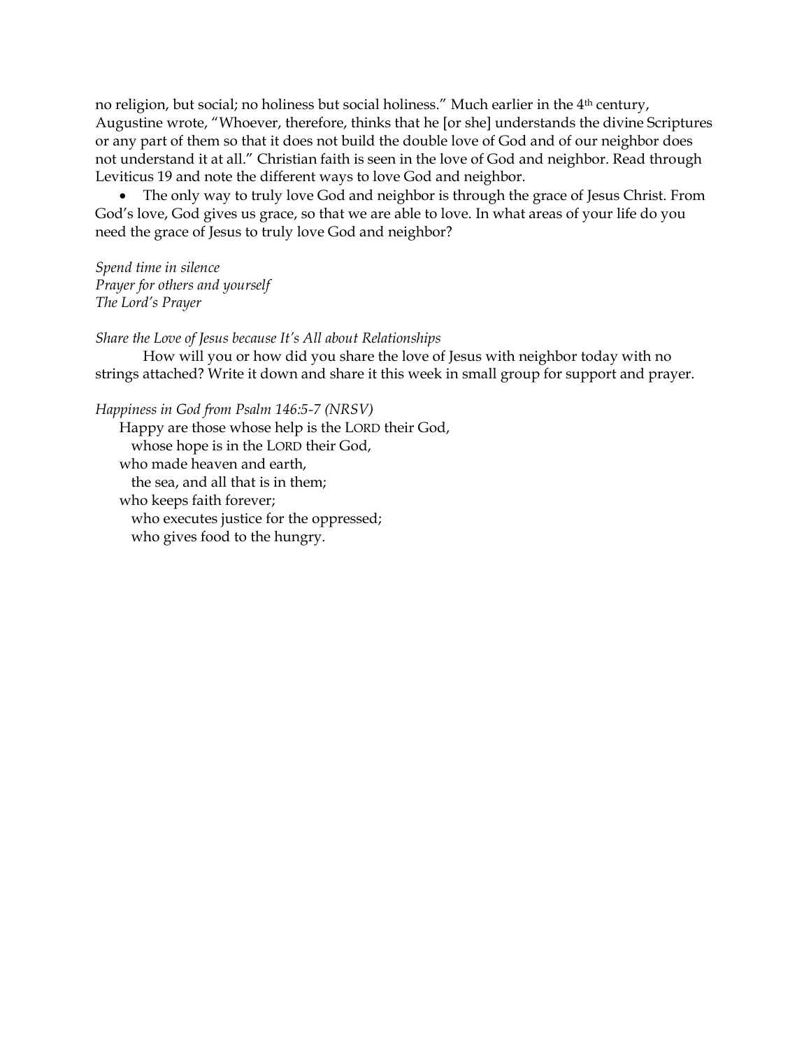no religion, but social; no holiness but social holiness." Much earlier in the 4th century, Augustine wrote, "Whoever, therefore, thinks that he [or she] understands the divine Scriptures or any part of them so that it does not build the double love of God and of our neighbor does not understand it at all." Christian faith is seen in the love of God and neighbor. Read through Leviticus 19 and note the different ways to love God and neighbor.

- The only way to truly love God and neighbor is through the grace of Jesus Christ. From God's love, God gives us grace, so that we are able to love. In what areas of your life do you need the grace of Jesus to truly love God and neighbor?

*Spend time in silence*
*Prayer for others and yourself*
*The Lord's Prayer*

*Share the Love of Jesus because It's All about Relationships*

How will you or how did you share the love of Jesus with neighbor today with no strings attached? Write it down and share it this week in small group for support and prayer.

*Happiness in God from Psalm 146:5-7 (NRSV)*

Happy are those whose help is the LORD their God,
  whose hope is in the LORD their God,
who made heaven and earth,
  the sea, and all that is in them;
who keeps faith forever;
  who executes justice for the oppressed;
  who gives food to the hungry.